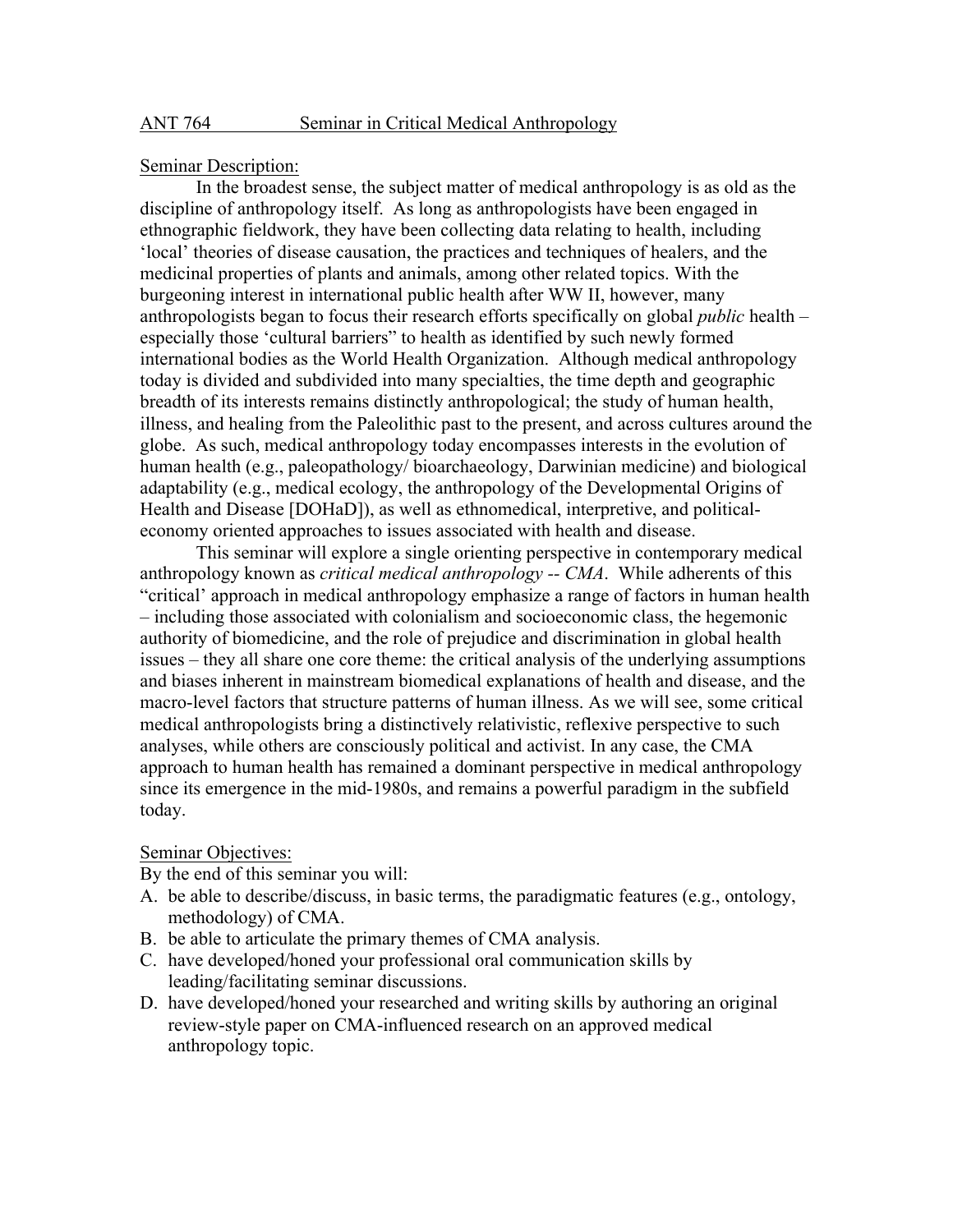# ANT 764 Seminar in Critical Medical Anthropology

## Seminar Description:

In the broadest sense, the subject matter of medical anthropology is as old as the discipline of anthropology itself. As long as anthropologists have been engaged in ethnographic fieldwork, they have been collecting data relating to health, including 'local' theories of disease causation, the practices and techniques of healers, and the medicinal properties of plants and animals, among other related topics. With the burgeoning interest in international public health after WW II, however, many anthropologists began to focus their research efforts specifically on global *public* health – especially those 'cultural barriers" to health as identified by such newly formed international bodies as the World Health Organization. Although medical anthropology today is divided and subdivided into many specialties, the time depth and geographic breadth of its interests remains distinctly anthropological; the study of human health, illness, and healing from the Paleolithic past to the present, and across cultures around the globe. As such, medical anthropology today encompasses interests in the evolution of human health (e.g., paleopathology/ bioarchaeology, Darwinian medicine) and biological adaptability (e.g., medical ecology, the anthropology of the Developmental Origins of Health and Disease [DOHaD]), as well as ethnomedical, interpretive, and political-economy oriented approaches to issues associated with health and disease.

This seminar will explore a single orienting perspective in contemporary medical anthropology known as *critical medical anthropology -- CMA*. While adherents of this "critical' approach in medical anthropology emphasize a range of factors in human health – including those associated with colonialism and socioeconomic class, the hegemonic authority of biomedicine, and the role of prejudice and discrimination in global health issues – they all share one core theme: the critical analysis of the underlying assumptions and biases inherent in mainstream biomedical explanations of health and disease, and the macro-level factors that structure patterns of human illness. As we will see, some critical medical anthropologists bring a distinctively relativistic, reflexive perspective to such analyses, while others are consciously political and activist. In any case, the CMA approach to human health has remained a dominant perspective in medical anthropology since its emergence in the mid-1980s, and remains a powerful paradigm in the subfield today.

## Seminar Objectives:

By the end of this seminar you will:

A. be able to describe/discuss, in basic terms, the paradigmatic features (e.g., ontology, methodology) of CMA.
B. be able to articulate the primary themes of CMA analysis.
C. have developed/honed your professional oral communication skills by leading/facilitating seminar discussions.
D. have developed/honed your researched and writing skills by authoring an original review-style paper on CMA-influenced research on an approved medical anthropology topic.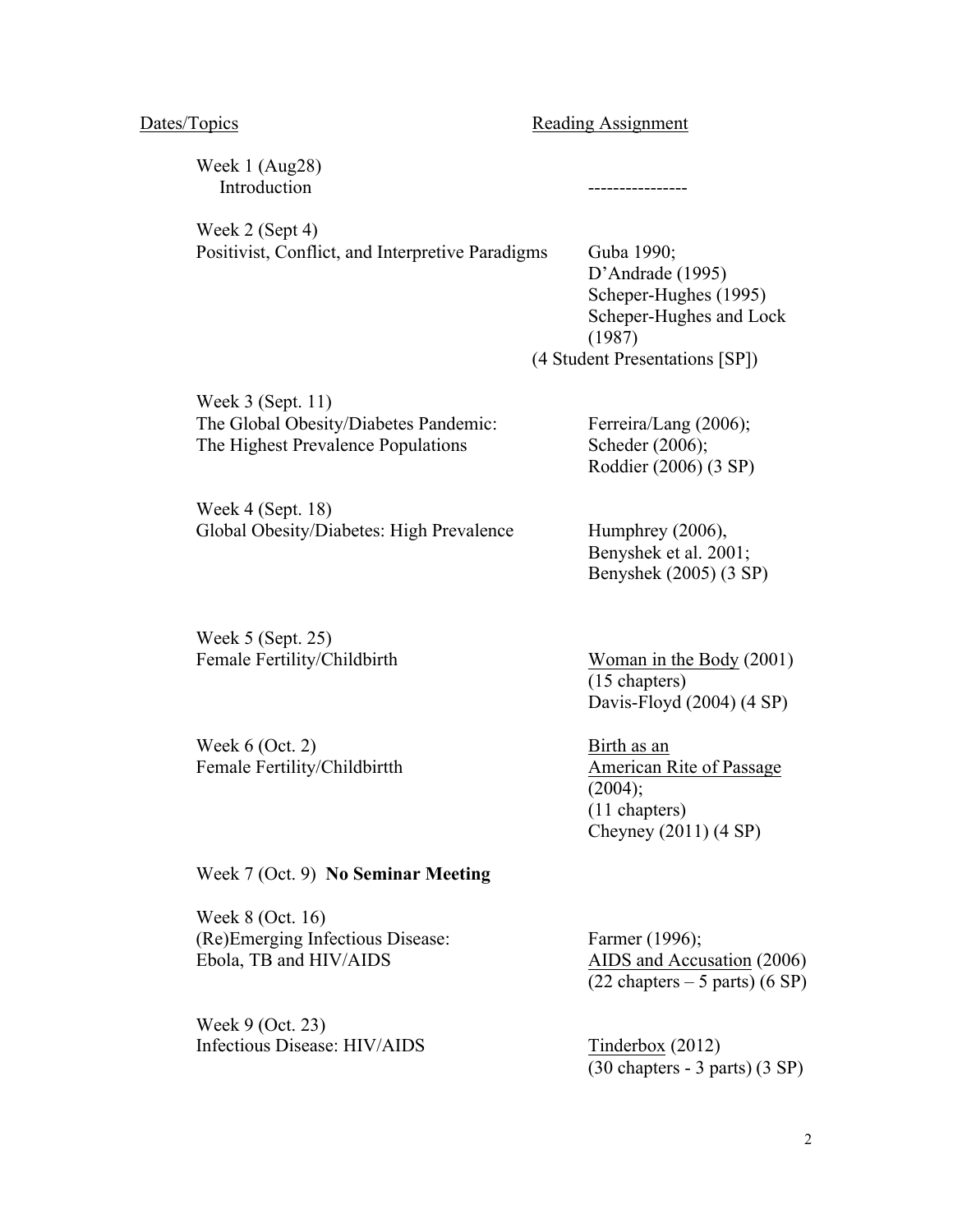| Dates/Topics | Reading Assignment |
| --- | --- |
| Week 1 (Aug28) Introduction | ---------------- |
| Week 2 (Sept 4) Positivist, Conflict, and Interpretive Paradigms | Guba 1990; D'Andrade (1995) Scheper-Hughes (1995) Scheper-Hughes and Lock (1987) (4 Student Presentations [SP]) |
| Week 3 (Sept. 11) The Global Obesity/Diabetes Pandemic: The Highest Prevalence Populations | Ferreira/Lang (2006); Scheder (2006); Roddier (2006) (3 SP) |
| Week 4 (Sept. 18) Global Obesity/Diabetes: High Prevalence | Humphrey (2006), Benyshek et al. 2001; Benyshek (2005) (3 SP) |
| Week 5 (Sept. 25) Female Fertility/Childbirth | <u>Woman in the Body</u> (2001) (15 chapters) Davis-Floyd (2004) (4 SP) |
| Week 6 (Oct. 2) Female Fertility/Childbirtth | <u>Birth as an American Rite of Passage</u> (2004); (11 chapters) Cheyney (2011) (4 SP) |
| Week 7 (Oct. 9) **No Seminar Meeting** | |
| Week 8 (Oct. 16) (Re)Emerging Infectious Disease: Ebola, TB and HIV/AIDS | Farmer (1996); <u>AIDS and Accusation</u> (2006) (22 chapters – 5 parts) (6 SP) |
| Week 9 (Oct. 23) Infectious Disease: HIV/AIDS | <u>Tinderbox</u> (2012) (30 chapters - 3 parts) (3 SP) |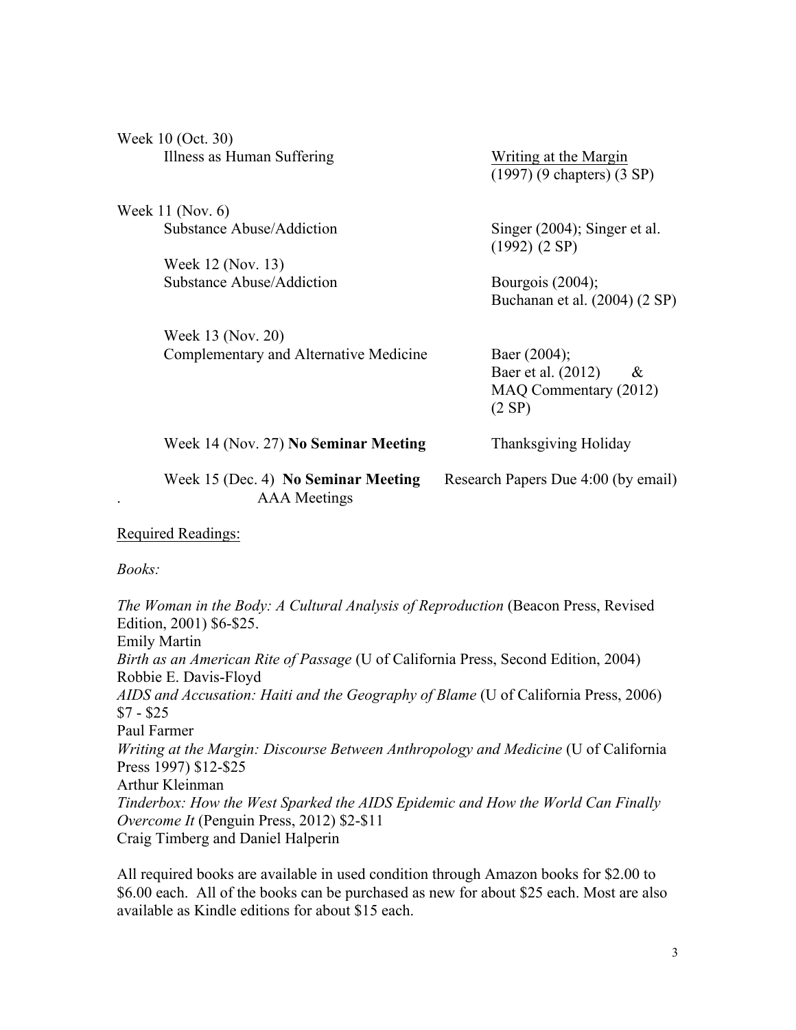Week 10 (Oct. 30)
Illness as Human Suffering — Writing at the Margin (1997) (9 chapters) (3 SP)

Week 11 (Nov. 6)
Substance Abuse/Addiction — Singer (2004); Singer et al. (1992) (2 SP)

Week 12 (Nov. 13)
Substance Abuse/Addiction — Bourgois (2004); Buchanan et al. (2004) (2 SP)

Week 13 (Nov. 20)
Complementary and Alternative Medicine — Baer (2004); Baer et al. (2012) & MAQ Commentary (2012) (2 SP)

Week 14 (Nov. 27) **No Seminar Meeting** — Thanksgiving Holiday

Week 15 (Dec. 4) **No Seminar Meeting** — Research Papers Due 4:00 (by email)
. AAA Meetings

Required Readings:

*Books:*

*The Woman in the Body: A Cultural Analysis of Reproduction* (Beacon Press, Revised Edition, 2001) $6-$25.
Emily Martin

*Birth as an American Rite of Passage* (U of California Press, Second Edition, 2004)
Robbie E. Davis-Floyd

*AIDS and Accusation: Haiti and the Geography of Blame* (U of California Press, 2006) $7 - $25
Paul Farmer

*Writing at the Margin: Discourse Between Anthropology and Medicine* (U of California Press 1997) $12-$25
Arthur Kleinman

*Tinderbox: How the West Sparked the AIDS Epidemic and How the World Can Finally Overcome It* (Penguin Press, 2012) $2-$11
Craig Timberg and Daniel Halperin

All required books are available in used condition through Amazon books for $2.00 to $6.00 each. All of the books can be purchased as new for about $25 each. Most are also available as Kindle editions for about $15 each.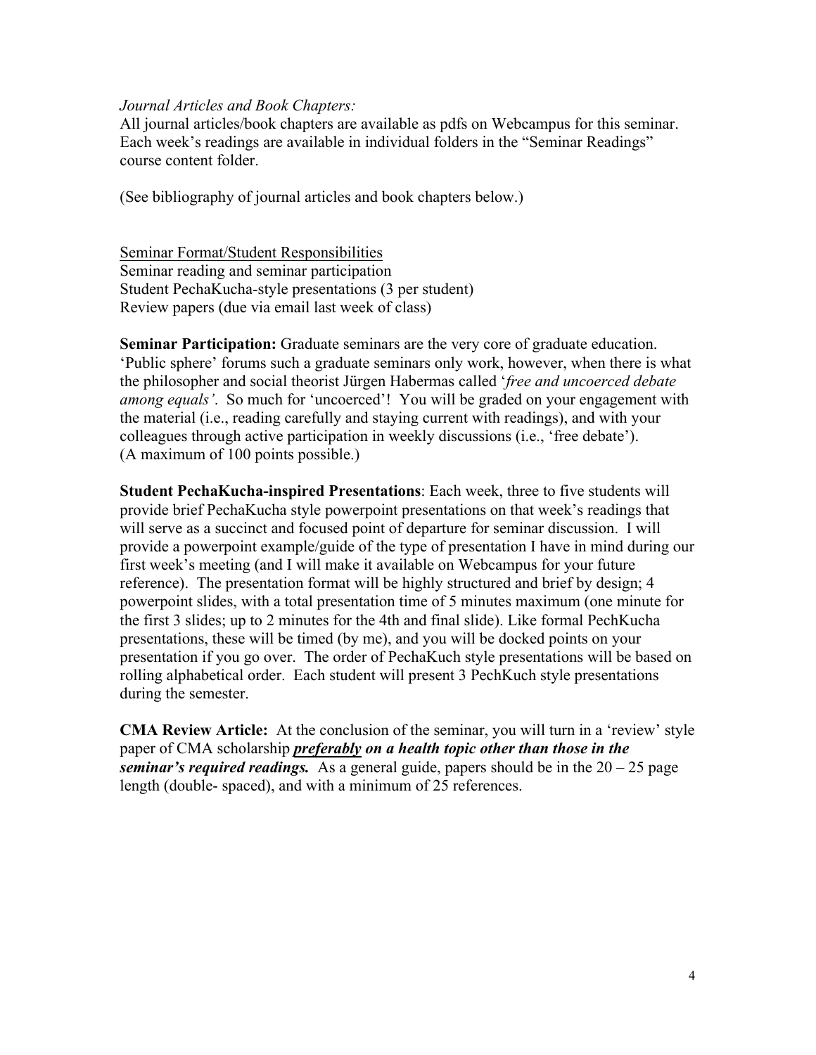*Journal Articles and Book Chapters:*
All journal articles/book chapters are available as pdfs on Webcampus for this seminar. Each week's readings are available in individual folders in the "Seminar Readings" course content folder.

(See bibliography of journal articles and book chapters below.)

<u>Seminar Format/Student Responsibilities</u>
Seminar reading and seminar participation
Student PechaKucha-style presentations (3 per student)
Review papers (due via email last week of class)

**Seminar Participation:** Graduate seminars are the very core of graduate education. 'Public sphere' forums such a graduate seminars only work, however, when there is what the philosopher and social theorist Jürgen Habermas called '*free and uncoerced debate among equals'*. So much for 'uncoerced'! You will be graded on your engagement with the material (i.e., reading carefully and staying current with readings), and with your colleagues through active participation in weekly discussions (i.e., 'free debate'). (A maximum of 100 points possible.)

**Student PechaKucha-inspired Presentations**: Each week, three to five students will provide brief PechaKucha style powerpoint presentations on that week's readings that will serve as a succinct and focused point of departure for seminar discussion. I will provide a powerpoint example/guide of the type of presentation I have in mind during our first week's meeting (and I will make it available on Webcampus for your future reference). The presentation format will be highly structured and brief by design; 4 powerpoint slides, with a total presentation time of 5 minutes maximum (one minute for the first 3 slides; up to 2 minutes for the 4th and final slide). Like formal PechKucha presentations, these will be timed (by me), and you will be docked points on your presentation if you go over. The order of PechaKuch style presentations will be based on rolling alphabetical order. Each student will present 3 PechKuch style presentations during the semester.

**CMA Review Article:** At the conclusion of the seminar, you will turn in a 'review' style paper of CMA scholarship ***<u>preferably</u> on a health topic other than those in the seminar's required readings.*** As a general guide, papers should be in the 20 – 25 page length (double- spaced), and with a minimum of 25 references.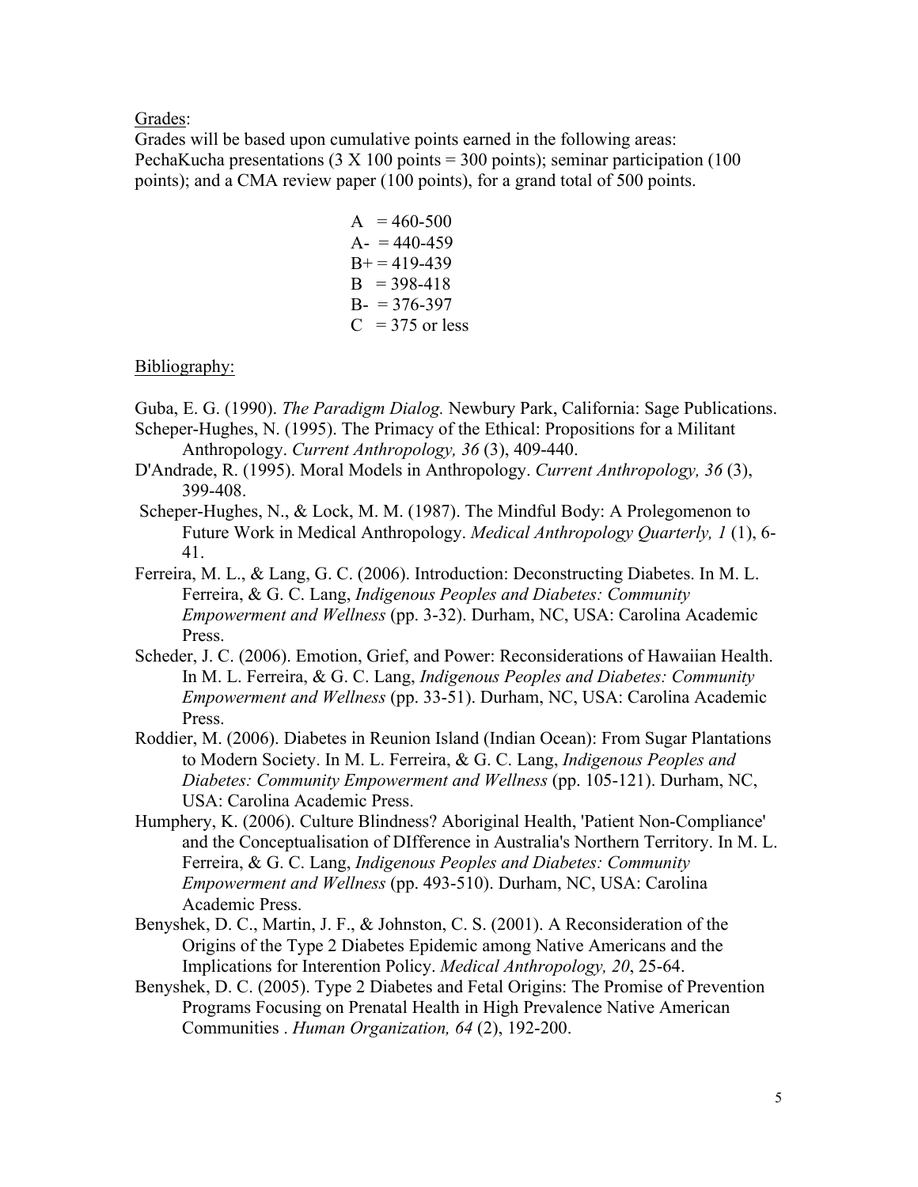Grades:

Grades will be based upon cumulative points earned in the following areas: PechaKucha presentations (3 X 100 points = 300 points); seminar participation (100 points); and a CMA review paper (100 points), for a grand total of 500 points.

A = 460-500
A- = 440-459
B+ = 419-439
B = 398-418
B- = 376-397
C = 375 or less

Bibliography:

Guba, E. G. (1990). *The Paradigm Dialog.* Newbury Park, California: Sage Publications.

Scheper-Hughes, N. (1995). The Primacy of the Ethical: Propositions for a Militant Anthropology. *Current Anthropology, 36* (3), 409-440.

D'Andrade, R. (1995). Moral Models in Anthropology. *Current Anthropology, 36* (3), 399-408.

Scheper-Hughes, N., & Lock, M. M. (1987). The Mindful Body: A Prolegomenon to Future Work in Medical Anthropology. *Medical Anthropology Quarterly, 1* (1), 6-41.

Ferreira, M. L., & Lang, G. C. (2006). Introduction: Deconstructing Diabetes. In M. L. Ferreira, & G. C. Lang, *Indigenous Peoples and Diabetes: Community Empowerment and Wellness* (pp. 3-32). Durham, NC, USA: Carolina Academic Press.

Scheder, J. C. (2006). Emotion, Grief, and Power: Reconsiderations of Hawaiian Health. In M. L. Ferreira, & G. C. Lang, *Indigenous Peoples and Diabetes: Community Empowerment and Wellness* (pp. 33-51). Durham, NC, USA: Carolina Academic Press.

Roddier, M. (2006). Diabetes in Reunion Island (Indian Ocean): From Sugar Plantations to Modern Society. In M. L. Ferreira, & G. C. Lang, *Indigenous Peoples and Diabetes: Community Empowerment and Wellness* (pp. 105-121). Durham, NC, USA: Carolina Academic Press.

Humphery, K. (2006). Culture Blindness? Aboriginal Health, 'Patient Non-Compliance' and the Conceptualisation of DIfference in Australia's Northern Territory. In M. L. Ferreira, & G. C. Lang, *Indigenous Peoples and Diabetes: Community Empowerment and Wellness* (pp. 493-510). Durham, NC, USA: Carolina Academic Press.

Benyshek, D. C., Martin, J. F., & Johnston, C. S. (2001). A Reconsideration of the Origins of the Type 2 Diabetes Epidemic among Native Americans and the Implications for Interention Policy. *Medical Anthropology, 20*, 25-64.

Benyshek, D. C. (2005). Type 2 Diabetes and Fetal Origins: The Promise of Prevention Programs Focusing on Prenatal Health in High Prevalence Native American Communities . *Human Organization, 64* (2), 192-200.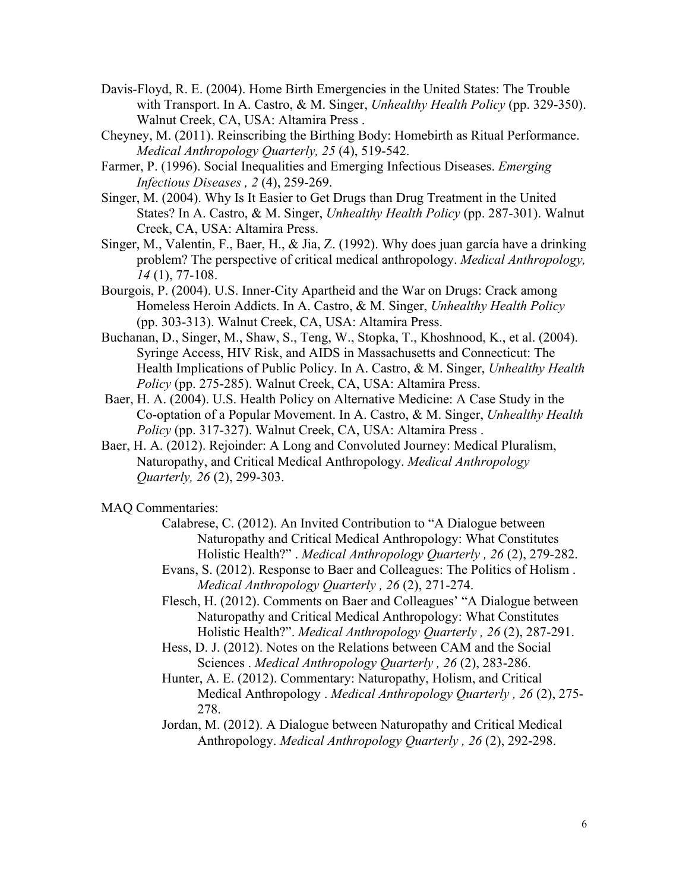Davis-Floyd, R. E. (2004). Home Birth Emergencies in the United States: The Trouble with Transport. In A. Castro, & M. Singer, *Unhealthy Health Policy* (pp. 329-350). Walnut Creek, CA, USA: Altamira Press .

Cheyney, M. (2011). Reinscribing the Birthing Body: Homebirth as Ritual Performance. *Medical Anthropology Quarterly, 25* (4), 519-542.

Farmer, P. (1996). Social Inequalities and Emerging Infectious Diseases. *Emerging Infectious Diseases , 2* (4), 259-269.

Singer, M. (2004). Why Is It Easier to Get Drugs than Drug Treatment in the United States? In A. Castro, & M. Singer, *Unhealthy Health Policy* (pp. 287-301). Walnut Creek, CA, USA: Altamira Press.

Singer, M., Valentin, F., Baer, H., & Jia, Z. (1992). Why does juan garcía have a drinking problem? The perspective of critical medical anthropology. *Medical Anthropology, 14* (1), 77-108.

Bourgois, P. (2004). U.S. Inner-City Apartheid and the War on Drugs: Crack among Homeless Heroin Addicts. In A. Castro, & M. Singer, *Unhealthy Health Policy* (pp. 303-313). Walnut Creek, CA, USA: Altamira Press.

Buchanan, D., Singer, M., Shaw, S., Teng, W., Stopka, T., Khoshnood, K., et al. (2004). Syringe Access, HIV Risk, and AIDS in Massachusetts and Connecticut: The Health Implications of Public Policy. In A. Castro, & M. Singer, *Unhealthy Health Policy* (pp. 275-285). Walnut Creek, CA, USA: Altamira Press.

Baer, H. A. (2004). U.S. Health Policy on Alternative Medicine: A Case Study in the Co-optation of a Popular Movement. In A. Castro, & M. Singer, *Unhealthy Health Policy* (pp. 317-327). Walnut Creek, CA, USA: Altamira Press .

Baer, H. A. (2012). Rejoinder: A Long and Convoluted Journey: Medical Pluralism, Naturopathy, and Critical Medical Anthropology. *Medical Anthropology Quarterly, 26* (2), 299-303.

MAQ Commentaries:

- Calabrese, C. (2012). An Invited Contribution to "A Dialogue between Naturopathy and Critical Medical Anthropology: What Constitutes Holistic Health?" . *Medical Anthropology Quarterly , 26* (2), 279-282.
- Evans, S. (2012). Response to Baer and Colleagues: The Politics of Holism . *Medical Anthropology Quarterly , 26* (2), 271-274.
- Flesch, H. (2012). Comments on Baer and Colleagues' "A Dialogue between Naturopathy and Critical Medical Anthropology: What Constitutes Holistic Health?". *Medical Anthropology Quarterly , 26* (2), 287-291.
- Hess, D. J. (2012). Notes on the Relations between CAM and the Social Sciences . *Medical Anthropology Quarterly , 26* (2), 283-286.
- Hunter, A. E. (2012). Commentary: Naturopathy, Holism, and Critical Medical Anthropology . *Medical Anthropology Quarterly , 26* (2), 275-278.
- Jordan, M. (2012). A Dialogue between Naturopathy and Critical Medical Anthropology. *Medical Anthropology Quarterly , 26* (2), 292-298.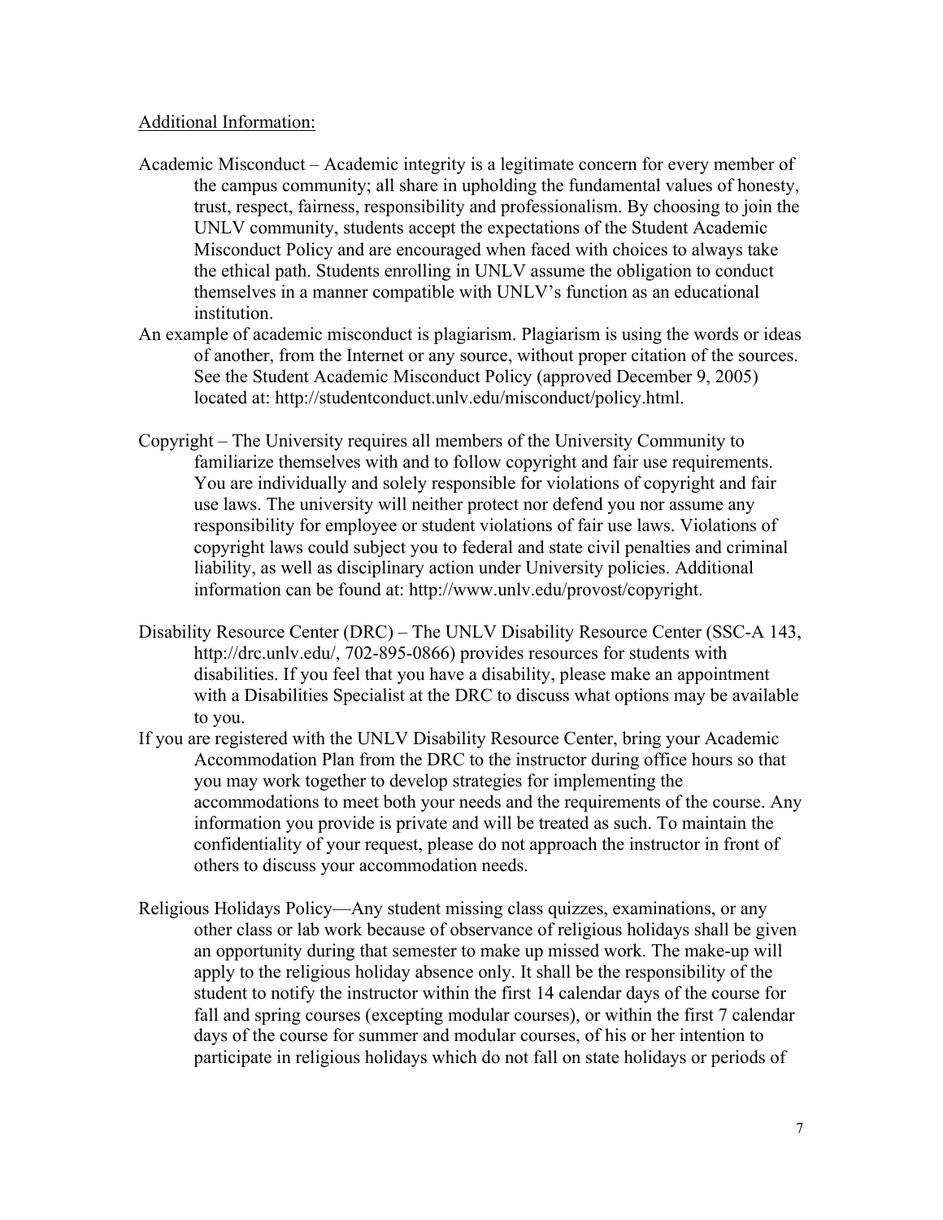Additional Information:

Academic Misconduct – Academic integrity is a legitimate concern for every member of the campus community; all share in upholding the fundamental values of honesty, trust, respect, fairness, responsibility and professionalism. By choosing to join the UNLV community, students accept the expectations of the Student Academic Misconduct Policy and are encouraged when faced with choices to always take the ethical path. Students enrolling in UNLV assume the obligation to conduct themselves in a manner compatible with UNLV's function as an educational institution.

An example of academic misconduct is plagiarism. Plagiarism is using the words or ideas of another, from the Internet or any source, without proper citation of the sources. See the Student Academic Misconduct Policy (approved December 9, 2005) located at: http://studentconduct.unlv.edu/misconduct/policy.html.

Copyright – The University requires all members of the University Community to familiarize themselves with and to follow copyright and fair use requirements. You are individually and solely responsible for violations of copyright and fair use laws. The university will neither protect nor defend you nor assume any responsibility for employee or student violations of fair use laws. Violations of copyright laws could subject you to federal and state civil penalties and criminal liability, as well as disciplinary action under University policies. Additional information can be found at: http://www.unlv.edu/provost/copyright.

Disability Resource Center (DRC) – The UNLV Disability Resource Center (SSC-A 143, http://drc.unlv.edu/, 702-895-0866) provides resources for students with disabilities. If you feel that you have a disability, please make an appointment with a Disabilities Specialist at the DRC to discuss what options may be available to you.

If you are registered with the UNLV Disability Resource Center, bring your Academic Accommodation Plan from the DRC to the instructor during office hours so that you may work together to develop strategies for implementing the accommodations to meet both your needs and the requirements of the course. Any information you provide is private and will be treated as such. To maintain the confidentiality of your request, please do not approach the instructor in front of others to discuss your accommodation needs.

Religious Holidays Policy—Any student missing class quizzes, examinations, or any other class or lab work because of observance of religious holidays shall be given an opportunity during that semester to make up missed work. The make-up will apply to the religious holiday absence only. It shall be the responsibility of the student to notify the instructor within the first 14 calendar days of the course for fall and spring courses (excepting modular courses), or within the first 7 calendar days of the course for summer and modular courses, of his or her intention to participate in religious holidays which do not fall on state holidays or periods of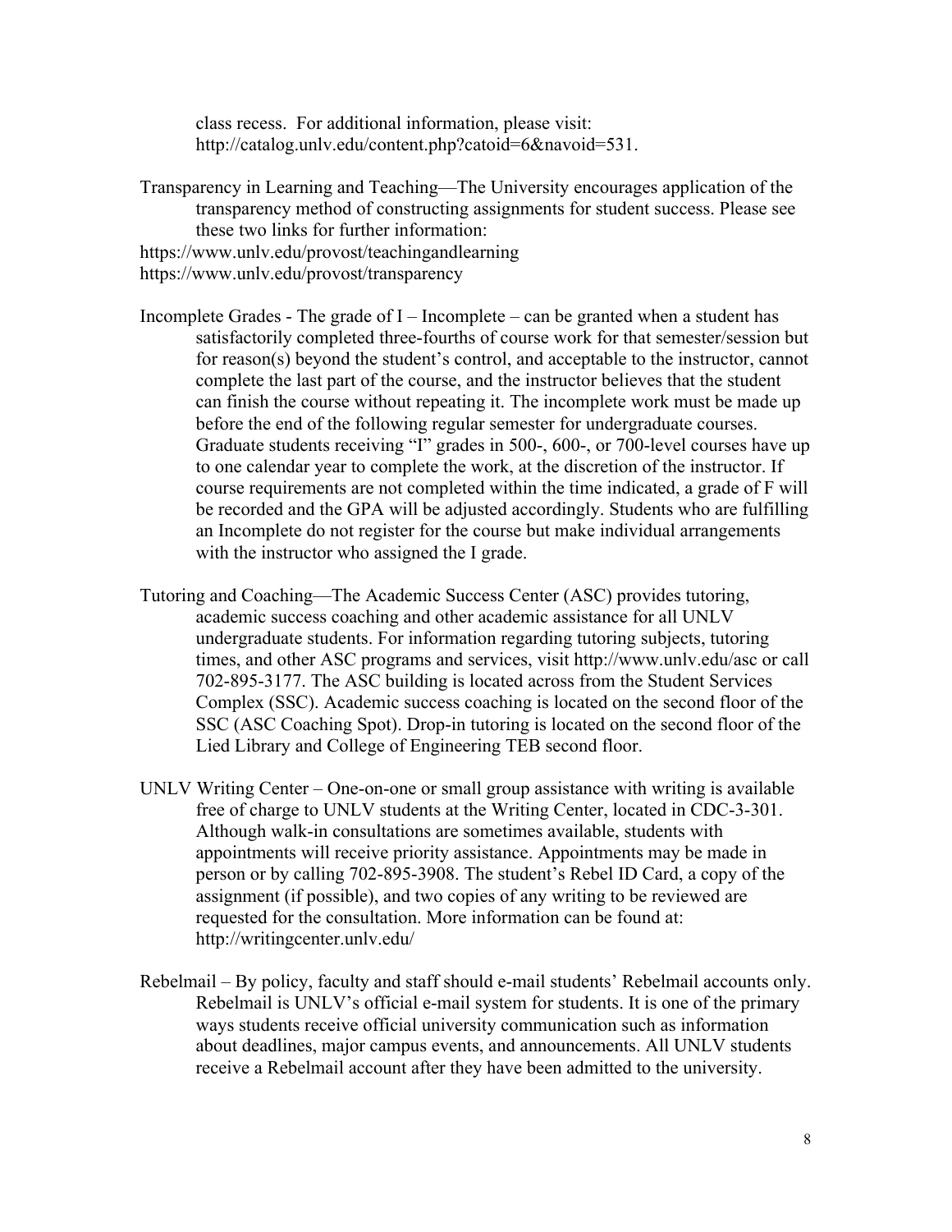class recess. For additional information, please visit: http://catalog.unlv.edu/content.php?catoid=6&navoid=531.

Transparency in Learning and Teaching—The University encourages application of the transparency method of constructing assignments for student success. Please see these two links for further information:
https://www.unlv.edu/provost/teachingandlearning
https://www.unlv.edu/provost/transparency

Incomplete Grades - The grade of I – Incomplete – can be granted when a student has satisfactorily completed three-fourths of course work for that semester/session but for reason(s) beyond the student's control, and acceptable to the instructor, cannot complete the last part of the course, and the instructor believes that the student can finish the course without repeating it. The incomplete work must be made up before the end of the following regular semester for undergraduate courses. Graduate students receiving "I" grades in 500-, 600-, or 700-level courses have up to one calendar year to complete the work, at the discretion of the instructor. If course requirements are not completed within the time indicated, a grade of F will be recorded and the GPA will be adjusted accordingly. Students who are fulfilling an Incomplete do not register for the course but make individual arrangements with the instructor who assigned the I grade.

Tutoring and Coaching—The Academic Success Center (ASC) provides tutoring, academic success coaching and other academic assistance for all UNLV undergraduate students. For information regarding tutoring subjects, tutoring times, and other ASC programs and services, visit http://www.unlv.edu/asc or call 702-895-3177. The ASC building is located across from the Student Services Complex (SSC). Academic success coaching is located on the second floor of the SSC (ASC Coaching Spot). Drop-in tutoring is located on the second floor of the Lied Library and College of Engineering TEB second floor.

UNLV Writing Center – One-on-one or small group assistance with writing is available free of charge to UNLV students at the Writing Center, located in CDC-3-301. Although walk-in consultations are sometimes available, students with appointments will receive priority assistance. Appointments may be made in person or by calling 702-895-3908. The student's Rebel ID Card, a copy of the assignment (if possible), and two copies of any writing to be reviewed are requested for the consultation. More information can be found at: http://writingcenter.unlv.edu/

Rebelmail – By policy, faculty and staff should e-mail students' Rebelmail accounts only. Rebelmail is UNLV's official e-mail system for students. It is one of the primary ways students receive official university communication such as information about deadlines, major campus events, and announcements. All UNLV students receive a Rebelmail account after they have been admitted to the university.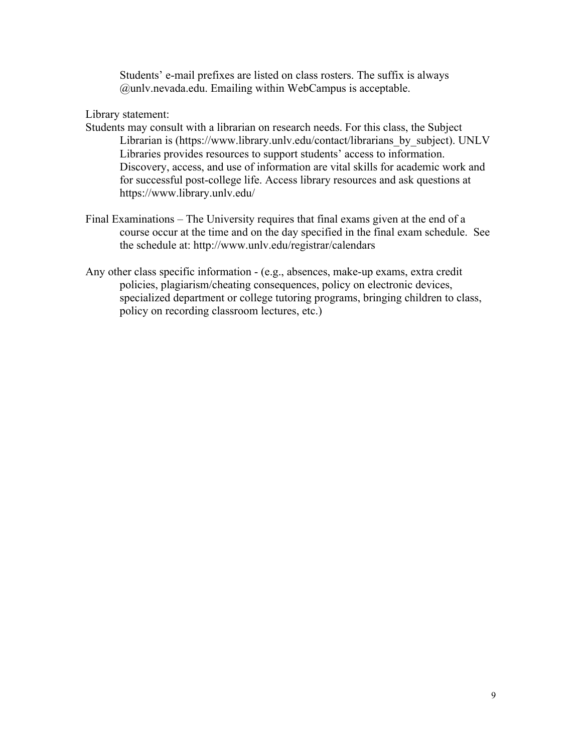Students' e-mail prefixes are listed on class rosters. The suffix is always @unlv.nevada.edu. Emailing within WebCampus is acceptable.

Library statement:

Students may consult with a librarian on research needs. For this class, the Subject Librarian is (https://www.library.unlv.edu/contact/librarians_by_subject). UNLV Libraries provides resources to support students' access to information. Discovery, access, and use of information are vital skills for academic work and for successful post-college life. Access library resources and ask questions at https://www.library.unlv.edu/

Final Examinations – The University requires that final exams given at the end of a course occur at the time and on the day specified in the final exam schedule. See the schedule at: http://www.unlv.edu/registrar/calendars

Any other class specific information - (e.g., absences, make-up exams, extra credit policies, plagiarism/cheating consequences, policy on electronic devices, specialized department or college tutoring programs, bringing children to class, policy on recording classroom lectures, etc.)